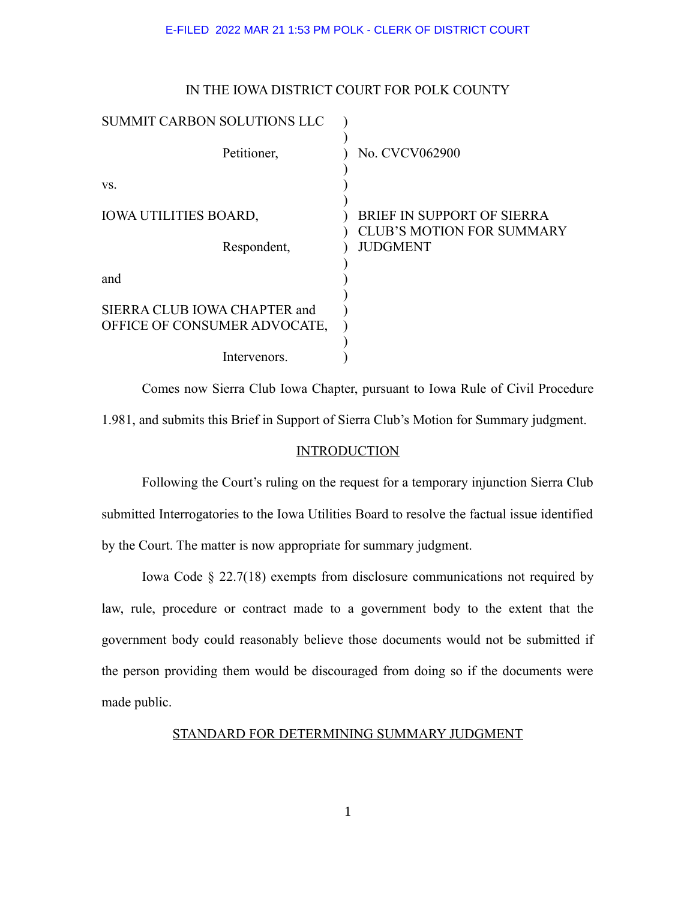E-FILED 2022 MAR 21 1:53 PM POLK - CLERK OF DISTRICT COURT

IN THE IOWA DISTRICT COURT FOR POLK COUNTY

| | | |
|---|---|---|
| SUMMIT CARBON SOLUTIONS LLC | ) | |
| Petitioner, | ) | No. CVCV062900 |
| vs. | ) | |
| IOWA UTILITIES BOARD, | ) | BRIEF IN SUPPORT OF SIERRA CLUB'S MOTION FOR SUMMARY JUDGMENT |
| Respondent, | ) | |
| and | ) | |
| SIERRA CLUB IOWA CHAPTER and OFFICE OF CONSUMER ADVOCATE, | ) | |
| Intervenors. | ) | |

Comes now Sierra Club Iowa Chapter, pursuant to Iowa Rule of Civil Procedure 1.981, and submits this Brief in Support of Sierra Club's Motion for Summary judgment.

## INTRODUCTION

Following the Court's ruling on the request for a temporary injunction Sierra Club submitted Interrogatories to the Iowa Utilities Board to resolve the factual issue identified by the Court. The matter is now appropriate for summary judgment.

Iowa Code § 22.7(18) exempts from disclosure communications not required by law, rule, procedure or contract made to a government body to the extent that the government body could reasonably believe those documents would not be submitted if the person providing them would be discouraged from doing so if the documents were made public.

## STANDARD FOR DETERMINING SUMMARY JUDGMENT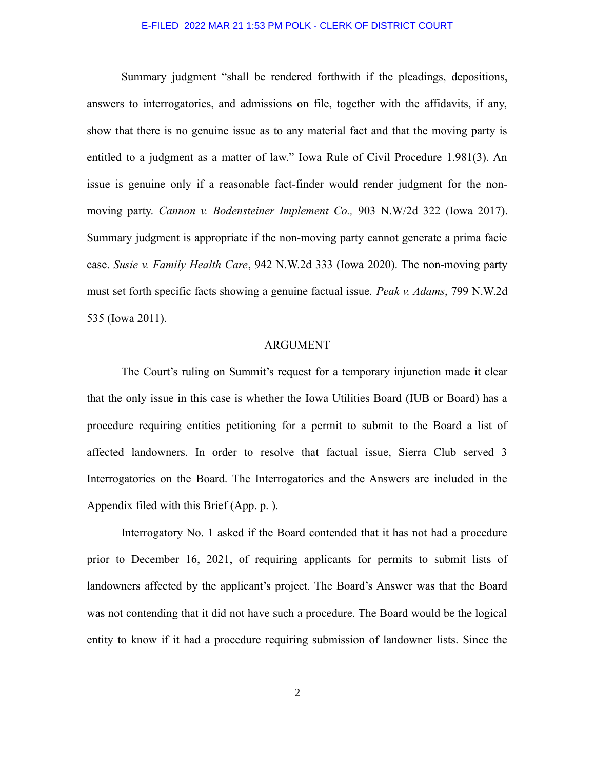Summary judgment "shall be rendered forthwith if the pleadings, depositions, answers to interrogatories, and admissions on file, together with the affidavits, if any, show that there is no genuine issue as to any material fact and that the moving party is entitled to a judgment as a matter of law." Iowa Rule of Civil Procedure 1.981(3). An issue is genuine only if a reasonable fact-finder would render judgment for the non-moving party. *Cannon v. Bodensteiner Implement Co.,* 903 N.W/2d 322 (Iowa 2017). Summary judgment is appropriate if the non-moving party cannot generate a prima facie case. *Susie v. Family Health Care*, 942 N.W.2d 333 (Iowa 2020). The non-moving party must set forth specific facts showing a genuine factual issue. *Peak v. Adams*, 799 N.W.2d 535 (Iowa 2011).

## ARGUMENT

The Court's ruling on Summit's request for a temporary injunction made it clear that the only issue in this case is whether the Iowa Utilities Board (IUB or Board) has a procedure requiring entities petitioning for a permit to submit to the Board a list of affected landowners. In order to resolve that factual issue, Sierra Club served 3 Interrogatories on the Board. The Interrogatories and the Answers are included in the Appendix filed with this Brief (App. p. ).

Interrogatory No. 1 asked if the Board contended that it has not had a procedure prior to December 16, 2021, of requiring applicants for permits to submit lists of landowners affected by the applicant's project. The Board's Answer was that the Board was not contending that it did not have such a procedure. The Board would be the logical entity to know if it had a procedure requiring submission of landowner lists. Since the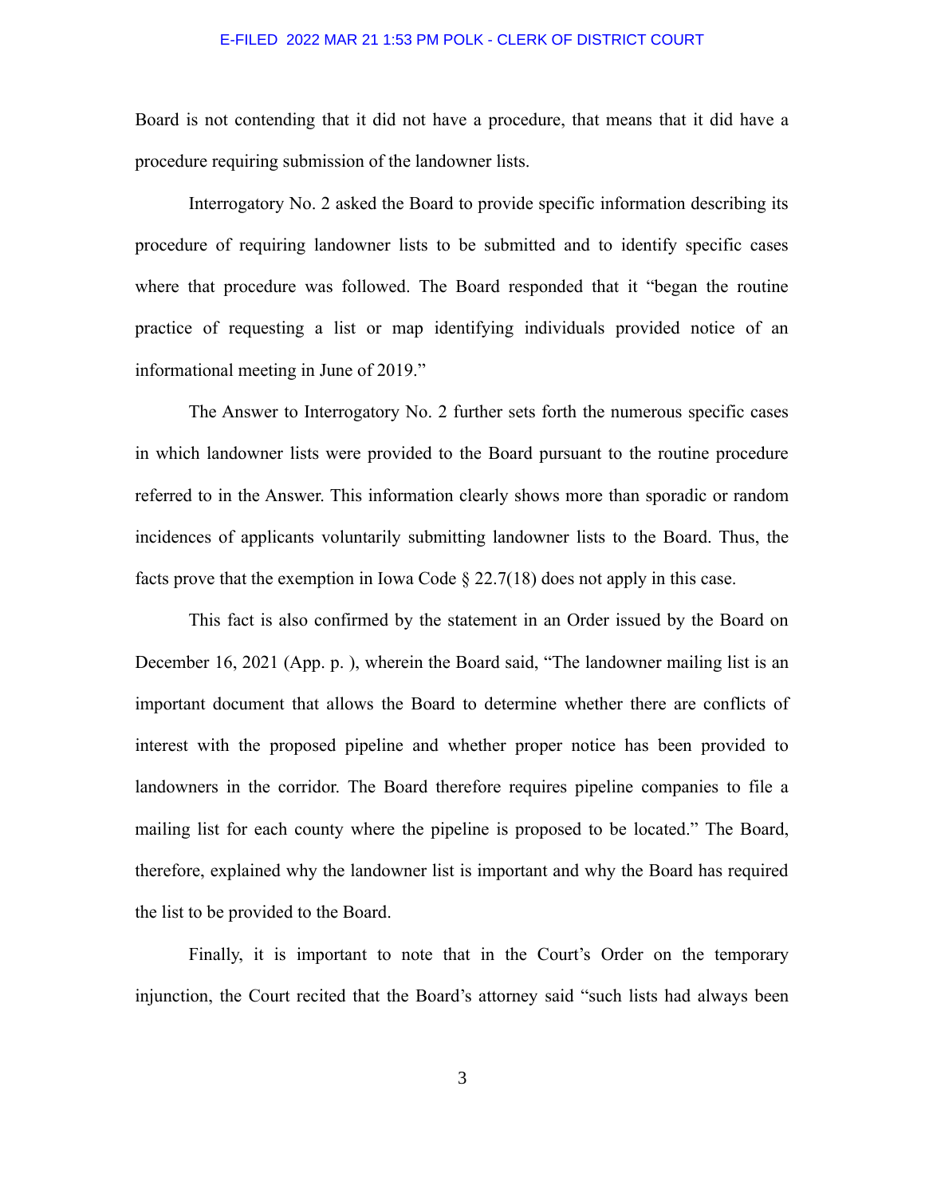Board is not contending that it did not have a procedure, that means that it did have a procedure requiring submission of the landowner lists.

Interrogatory No. 2 asked the Board to provide specific information describing its procedure of requiring landowner lists to be submitted and to identify specific cases where that procedure was followed. The Board responded that it "began the routine practice of requesting a list or map identifying individuals provided notice of an informational meeting in June of 2019."

The Answer to Interrogatory No. 2 further sets forth the numerous specific cases in which landowner lists were provided to the Board pursuant to the routine procedure referred to in the Answer. This information clearly shows more than sporadic or random incidences of applicants voluntarily submitting landowner lists to the Board. Thus, the facts prove that the exemption in Iowa Code § 22.7(18) does not apply in this case.

This fact is also confirmed by the statement in an Order issued by the Board on December 16, 2021 (App. p. ), wherein the Board said, "The landowner mailing list is an important document that allows the Board to determine whether there are conflicts of interest with the proposed pipeline and whether proper notice has been provided to landowners in the corridor. The Board therefore requires pipeline companies to file a mailing list for each county where the pipeline is proposed to be located." The Board, therefore, explained why the landowner list is important and why the Board has required the list to be provided to the Board.

Finally, it is important to note that in the Court's Order on the temporary injunction, the Court recited that the Board's attorney said "such lists had always been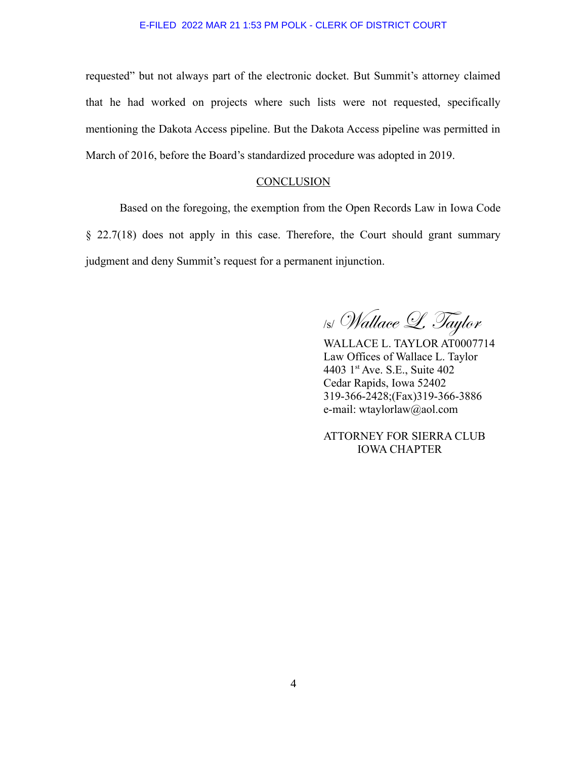requested" but not always part of the electronic docket. But Summit's attorney claimed that he had worked on projects where such lists were not requested, specifically mentioning the Dakota Access pipeline. But the Dakota Access pipeline was permitted in March of 2016, before the Board's standardized procedure was adopted in 2019.

## CONCLUSION

Based on the foregoing, the exemption from the Open Records Law in Iowa Code § 22.7(18) does not apply in this case. Therefore, the Court should grant summary judgment and deny Summit's request for a permanent injunction.

/s/ *Wallace L. Taylor*

WALLACE L. TAYLOR AT0007714
Law Offices of Wallace L. Taylor
4403 1st Ave. S.E., Suite 402
Cedar Rapids, Iowa 52402
319-366-2428;(Fax)319-366-3886
e-mail: wtaylorlaw@aol.com

ATTORNEY FOR SIERRA CLUB IOWA CHAPTER